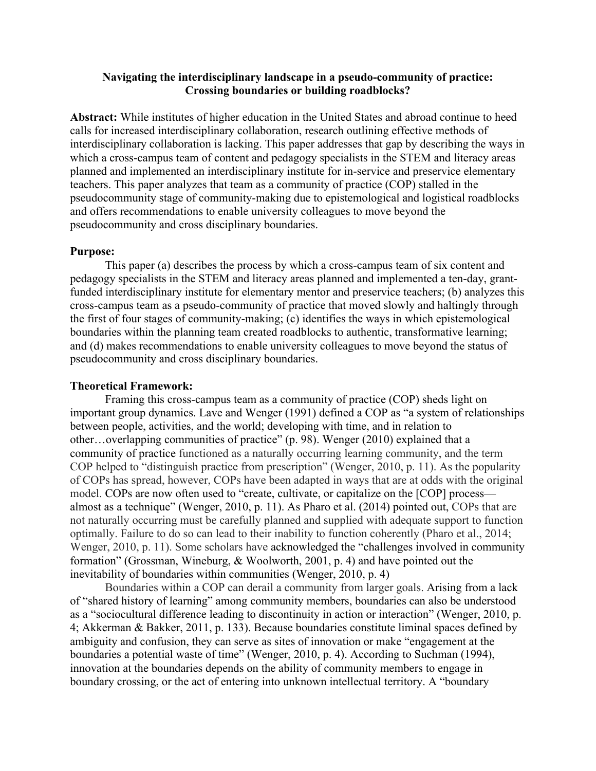# Navigating the interdisciplinary landscape in a pseudo-community of practice: Crossing boundaries or building roadblocks?

**Abstract:** While institutes of higher education in the United States and abroad continue to heed calls for increased interdisciplinary collaboration, research outlining effective methods of interdisciplinary collaboration is lacking. This paper addresses that gap by describing the ways in which a cross-campus team of content and pedagogy specialists in the STEM and literacy areas planned and implemented an interdisciplinary institute for in-service and preservice elementary teachers. This paper analyzes that team as a community of practice (COP) stalled in the pseudocommunity stage of community-making due to epistemological and logistical roadblocks and offers recommendations to enable university colleagues to move beyond the pseudocommunity and cross disciplinary boundaries.

## Purpose:

This paper (a) describes the process by which a cross-campus team of six content and pedagogy specialists in the STEM and literacy areas planned and implemented a ten-day, grant-funded interdisciplinary institute for elementary mentor and preservice teachers; (b) analyzes this cross-campus team as a pseudo-community of practice that moved slowly and haltingly through the first of four stages of community-making; (c) identifies the ways in which epistemological boundaries within the planning team created roadblocks to authentic, transformative learning; and (d) makes recommendations to enable university colleagues to move beyond the status of pseudocommunity and cross disciplinary boundaries.

## Theoretical Framework:

Framing this cross-campus team as a community of practice (COP) sheds light on important group dynamics. Lave and Wenger (1991) defined a COP as "a system of relationships between people, activities, and the world; developing with time, and in relation to other…overlapping communities of practice" (p. 98). Wenger (2010) explained that a community of practice functioned as a naturally occurring learning community, and the term COP helped to "distinguish practice from prescription" (Wenger, 2010, p. 11). As the popularity of COPs has spread, however, COPs have been adapted in ways that are at odds with the original model. COPs are now often used to "create, cultivate, or capitalize on the [COP] process—almost as a technique" (Wenger, 2010, p. 11). As Pharo et al. (2014) pointed out, COPs that are not naturally occurring must be carefully planned and supplied with adequate support to function optimally. Failure to do so can lead to their inability to function coherently (Pharo et al., 2014; Wenger, 2010, p. 11). Some scholars have acknowledged the "challenges involved in community formation" (Grossman, Wineburg, & Woolworth, 2001, p. 4) and have pointed out the inevitability of boundaries within communities (Wenger, 2010, p. 4)

Boundaries within a COP can derail a community from larger goals. Arising from a lack of "shared history of learning" among community members, boundaries can also be understood as a "sociocultural difference leading to discontinuity in action or interaction" (Wenger, 2010, p. 4; Akkerman & Bakker, 2011, p. 133). Because boundaries constitute liminal spaces defined by ambiguity and confusion, they can serve as sites of innovation or make "engagement at the boundaries a potential waste of time" (Wenger, 2010, p. 4). According to Suchman (1994), innovation at the boundaries depends on the ability of community members to engage in boundary crossing, or the act of entering into unknown intellectual territory. A "boundary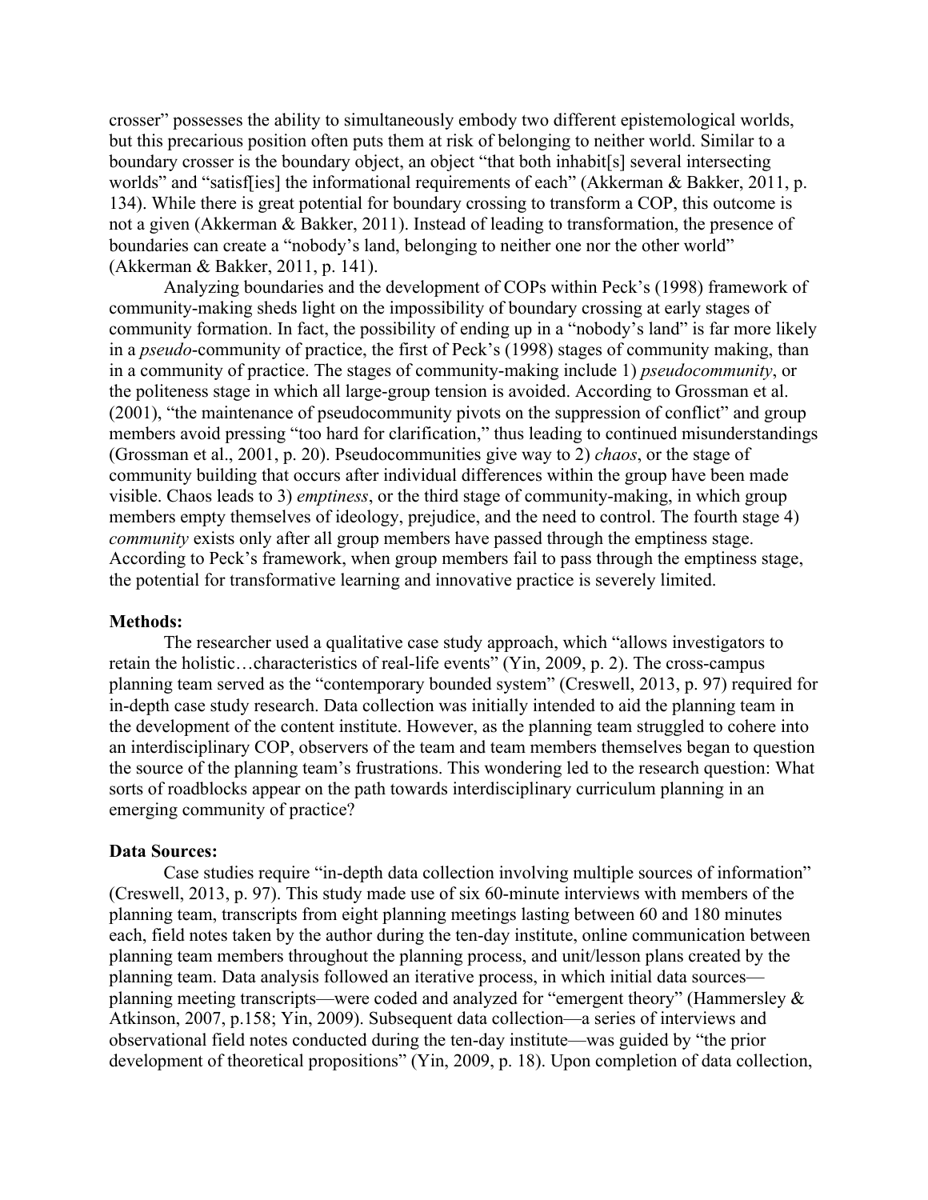crosser" possesses the ability to simultaneously embody two different epistemological worlds, but this precarious position often puts them at risk of belonging to neither world. Similar to a boundary crosser is the boundary object, an object "that both inhabit[s] several intersecting worlds" and "satisf[ies] the informational requirements of each" (Akkerman & Bakker, 2011, p. 134). While there is great potential for boundary crossing to transform a COP, this outcome is not a given (Akkerman & Bakker, 2011). Instead of leading to transformation, the presence of boundaries can create a "nobody's land, belonging to neither one nor the other world" (Akkerman & Bakker, 2011, p. 141).

Analyzing boundaries and the development of COPs within Peck's (1998) framework of community-making sheds light on the impossibility of boundary crossing at early stages of community formation. In fact, the possibility of ending up in a "nobody's land" is far more likely in a *pseudo*-community of practice, the first of Peck's (1998) stages of community making, than in a community of practice. The stages of community-making include 1) *pseudocommunity*, or the politeness stage in which all large-group tension is avoided. According to Grossman et al. (2001), "the maintenance of pseudocommunity pivots on the suppression of conflict" and group members avoid pressing "too hard for clarification," thus leading to continued misunderstandings (Grossman et al., 2001, p. 20). Pseudocommunities give way to 2) *chaos*, or the stage of community building that occurs after individual differences within the group have been made visible. Chaos leads to 3) *emptiness*, or the third stage of community-making, in which group members empty themselves of ideology, prejudice, and the need to control. The fourth stage 4) *community* exists only after all group members have passed through the emptiness stage. According to Peck's framework, when group members fail to pass through the emptiness stage, the potential for transformative learning and innovative practice is severely limited.

**Methods:**

The researcher used a qualitative case study approach, which "allows investigators to retain the holistic…characteristics of real-life events" (Yin, 2009, p. 2). The cross-campus planning team served as the "contemporary bounded system" (Creswell, 2013, p. 97) required for in-depth case study research. Data collection was initially intended to aid the planning team in the development of the content institute. However, as the planning team struggled to cohere into an interdisciplinary COP, observers of the team and team members themselves began to question the source of the planning team's frustrations. This wondering led to the research question: What sorts of roadblocks appear on the path towards interdisciplinary curriculum planning in an emerging community of practice?

**Data Sources:**

Case studies require "in-depth data collection involving multiple sources of information" (Creswell, 2013, p. 97). This study made use of six 60-minute interviews with members of the planning team, transcripts from eight planning meetings lasting between 60 and 180 minutes each, field notes taken by the author during the ten-day institute, online communication between planning team members throughout the planning process, and unit/lesson plans created by the planning team. Data analysis followed an iterative process, in which initial data sources—planning meeting transcripts—were coded and analyzed for "emergent theory" (Hammersley & Atkinson, 2007, p.158; Yin, 2009). Subsequent data collection—a series of interviews and observational field notes conducted during the ten-day institute—was guided by "the prior development of theoretical propositions" (Yin, 2009, p. 18). Upon completion of data collection,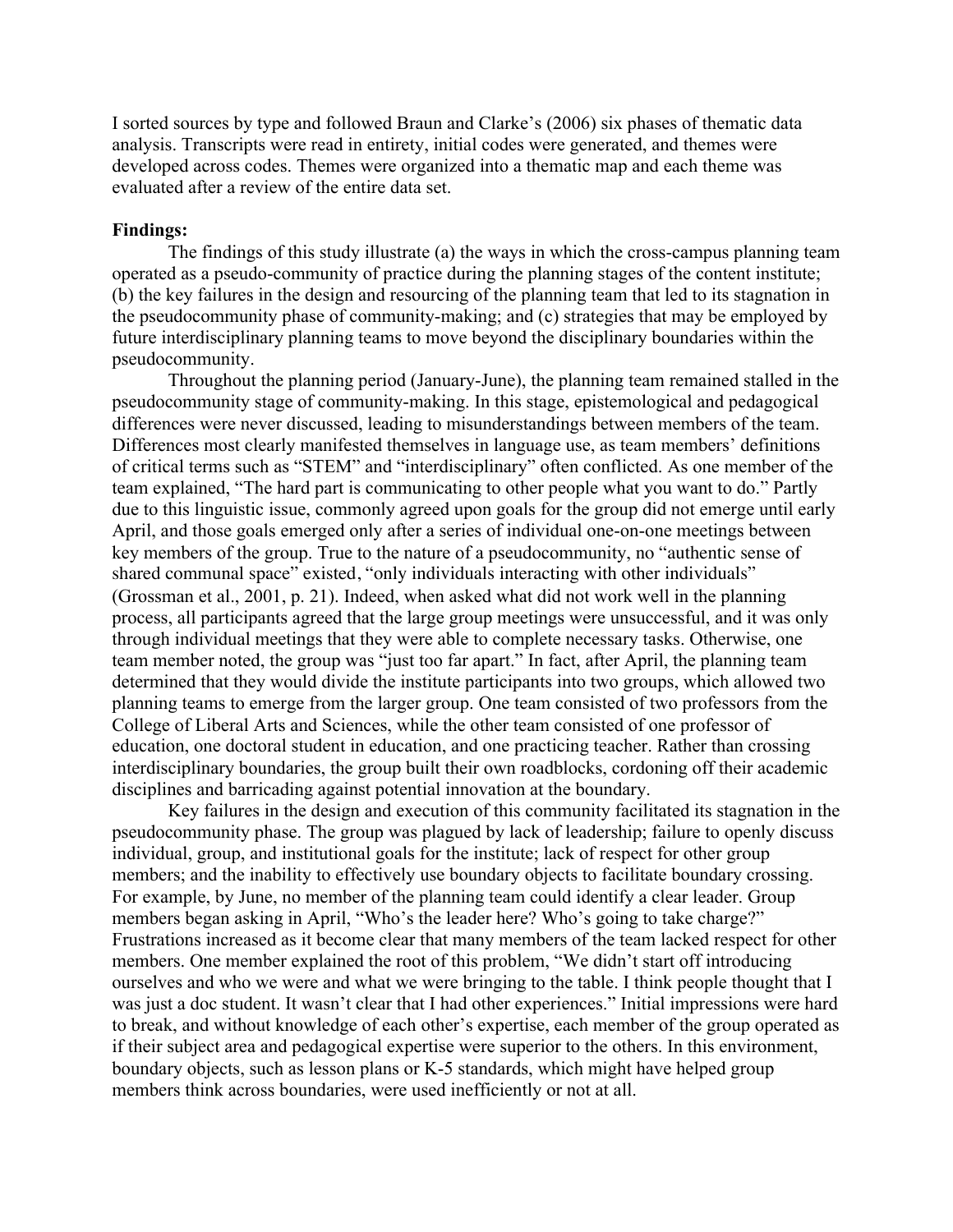I sorted sources by type and followed Braun and Clarke's (2006) six phases of thematic data analysis. Transcripts were read in entirety, initial codes were generated, and themes were developed across codes. Themes were organized into a thematic map and each theme was evaluated after a review of the entire data set.

**Findings:**

The findings of this study illustrate (a) the ways in which the cross-campus planning team operated as a pseudo-community of practice during the planning stages of the content institute; (b) the key failures in the design and resourcing of the planning team that led to its stagnation in the pseudocommunity phase of community-making; and (c) strategies that may be employed by future interdisciplinary planning teams to move beyond the disciplinary boundaries within the pseudocommunity.

Throughout the planning period (January-June), the planning team remained stalled in the pseudocommunity stage of community-making. In this stage, epistemological and pedagogical differences were never discussed, leading to misunderstandings between members of the team. Differences most clearly manifested themselves in language use, as team members' definitions of critical terms such as "STEM" and "interdisciplinary" often conflicted. As one member of the team explained, "The hard part is communicating to other people what you want to do." Partly due to this linguistic issue, commonly agreed upon goals for the group did not emerge until early April, and those goals emerged only after a series of individual one-on-one meetings between key members of the group. True to the nature of a pseudocommunity, no "authentic sense of shared communal space" existed, "only individuals interacting with other individuals" (Grossman et al., 2001, p. 21). Indeed, when asked what did not work well in the planning process, all participants agreed that the large group meetings were unsuccessful, and it was only through individual meetings that they were able to complete necessary tasks. Otherwise, one team member noted, the group was "just too far apart." In fact, after April, the planning team determined that they would divide the institute participants into two groups, which allowed two planning teams to emerge from the larger group. One team consisted of two professors from the College of Liberal Arts and Sciences, while the other team consisted of one professor of education, one doctoral student in education, and one practicing teacher. Rather than crossing interdisciplinary boundaries, the group built their own roadblocks, cordoning off their academic disciplines and barricading against potential innovation at the boundary.

Key failures in the design and execution of this community facilitated its stagnation in the pseudocommunity phase. The group was plagued by lack of leadership; failure to openly discuss individual, group, and institutional goals for the institute; lack of respect for other group members; and the inability to effectively use boundary objects to facilitate boundary crossing. For example, by June, no member of the planning team could identify a clear leader. Group members began asking in April, "Who's the leader here? Who's going to take charge?" Frustrations increased as it become clear that many members of the team lacked respect for other members. One member explained the root of this problem, "We didn't start off introducing ourselves and who we were and what we were bringing to the table. I think people thought that I was just a doc student. It wasn't clear that I had other experiences." Initial impressions were hard to break, and without knowledge of each other's expertise, each member of the group operated as if their subject area and pedagogical expertise were superior to the others. In this environment, boundary objects, such as lesson plans or K-5 standards, which might have helped group members think across boundaries, were used inefficiently or not at all.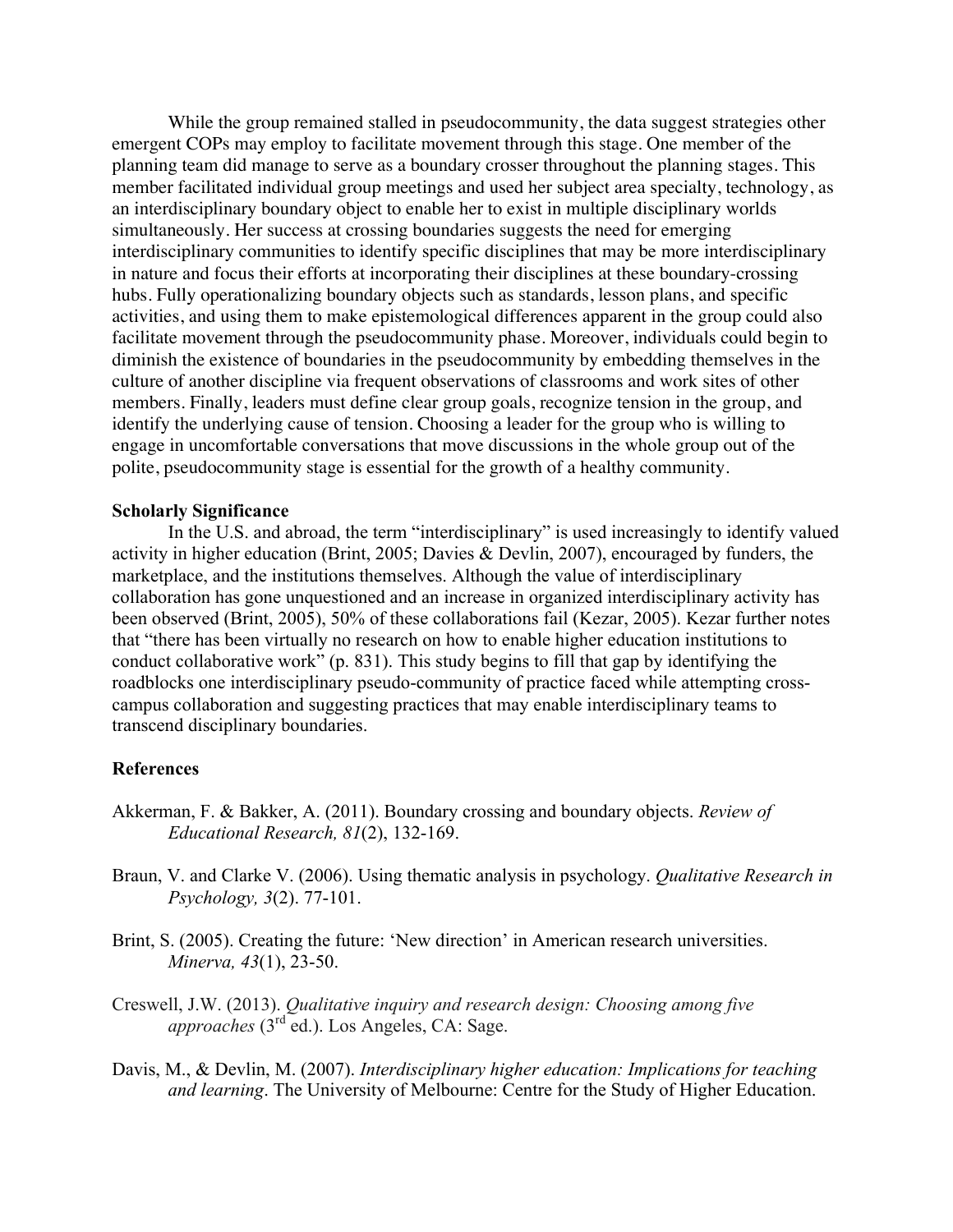While the group remained stalled in pseudocommunity, the data suggest strategies other emergent COPs may employ to facilitate movement through this stage. One member of the planning team did manage to serve as a boundary crosser throughout the planning stages. This member facilitated individual group meetings and used her subject area specialty, technology, as an interdisciplinary boundary object to enable her to exist in multiple disciplinary worlds simultaneously. Her success at crossing boundaries suggests the need for emerging interdisciplinary communities to identify specific disciplines that may be more interdisciplinary in nature and focus their efforts at incorporating their disciplines at these boundary-crossing hubs. Fully operationalizing boundary objects such as standards, lesson plans, and specific activities, and using them to make epistemological differences apparent in the group could also facilitate movement through the pseudocommunity phase. Moreover, individuals could begin to diminish the existence of boundaries in the pseudocommunity by embedding themselves in the culture of another discipline via frequent observations of classrooms and work sites of other members. Finally, leaders must define clear group goals, recognize tension in the group, and identify the underlying cause of tension. Choosing a leader for the group who is willing to engage in uncomfortable conversations that move discussions in the whole group out of the polite, pseudocommunity stage is essential for the growth of a healthy community.

**Scholarly Significance**

In the U.S. and abroad, the term "interdisciplinary" is used increasingly to identify valued activity in higher education (Brint, 2005; Davies & Devlin, 2007), encouraged by funders, the marketplace, and the institutions themselves. Although the value of interdisciplinary collaboration has gone unquestioned and an increase in organized interdisciplinary activity has been observed (Brint, 2005), 50% of these collaborations fail (Kezar, 2005). Kezar further notes that "there has been virtually no research on how to enable higher education institutions to conduct collaborative work" (p. 831). This study begins to fill that gap by identifying the roadblocks one interdisciplinary pseudo-community of practice faced while attempting cross-campus collaboration and suggesting practices that may enable interdisciplinary teams to transcend disciplinary boundaries.

**References**

Akkerman, F. & Bakker, A. (2011). Boundary crossing and boundary objects. *Review of Educational Research, 81*(2), 132-169.

Braun, V. and Clarke V. (2006). Using thematic analysis in psychology. *Qualitative Research in Psychology, 3*(2). 77-101.

Brint, S. (2005). Creating the future: 'New direction' in American research universities. *Minerva, 43*(1), 23-50.

Creswell, J.W. (2013). *Qualitative inquiry and research design: Choosing among five approaches* (3rd ed.). Los Angeles, CA: Sage.

Davis, M., & Devlin, M. (2007). *Interdisciplinary higher education: Implications for teaching and learning*. The University of Melbourne: Centre for the Study of Higher Education.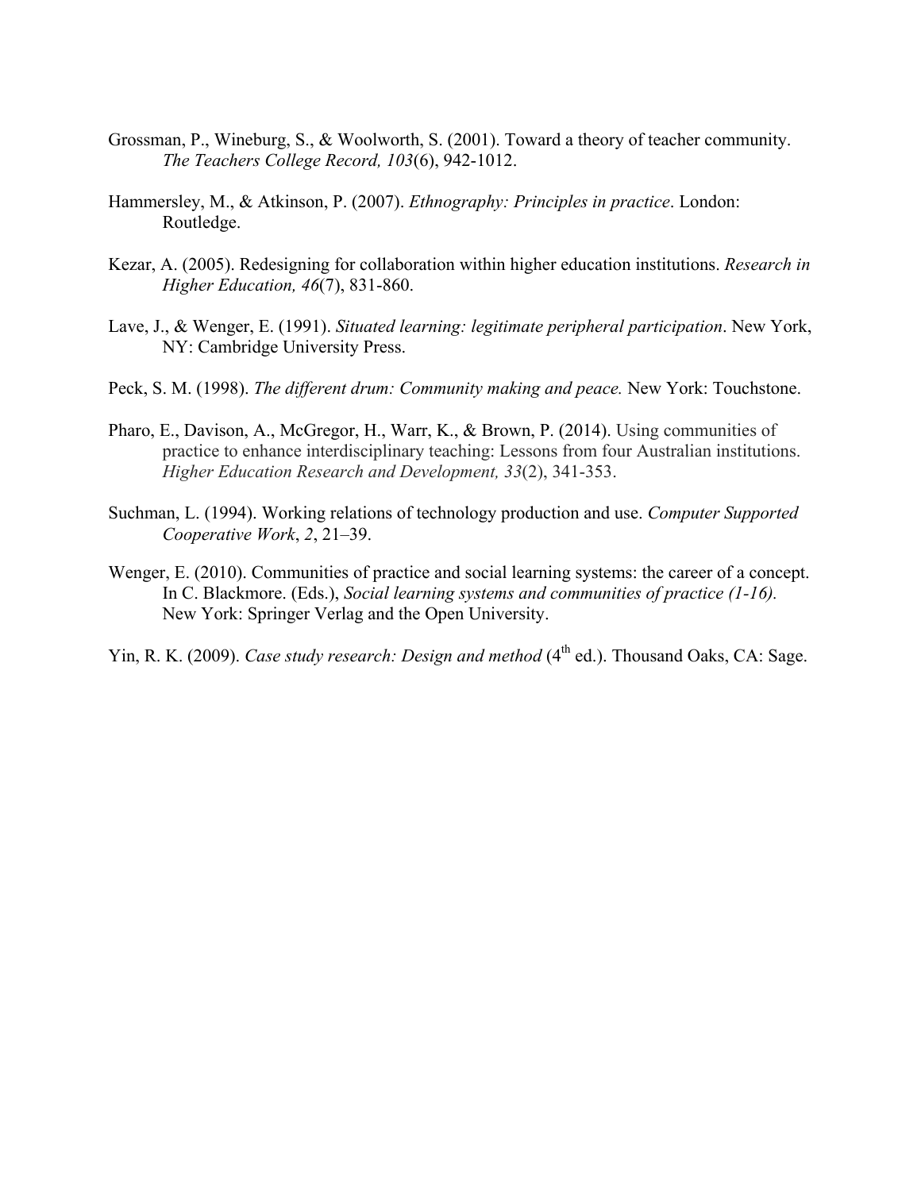Grossman, P., Wineburg, S., & Woolworth, S. (2001). Toward a theory of teacher community. *The Teachers College Record, 103*(6), 942-1012.

Hammersley, M., & Atkinson, P. (2007). *Ethnography: Principles in practice*. London: Routledge.

Kezar, A. (2005). Redesigning for collaboration within higher education institutions. *Research in Higher Education, 46*(7), 831-860.

Lave, J., & Wenger, E. (1991). *Situated learning: legitimate peripheral participation*. New York, NY: Cambridge University Press.

Peck, S. M. (1998). *The different drum: Community making and peace.* New York: Touchstone.

Pharo, E., Davison, A., McGregor, H., Warr, K., & Brown, P. (2014). Using communities of practice to enhance interdisciplinary teaching: Lessons from four Australian institutions. *Higher Education Research and Development, 33*(2), 341-353.

Suchman, L. (1994). Working relations of technology production and use. *Computer Supported Cooperative Work*, *2*, 21–39.

Wenger, E. (2010). Communities of practice and social learning systems: the career of a concept. In C. Blackmore. (Eds.), *Social learning systems and communities of practice (1-16).* New York: Springer Verlag and the Open University.

Yin, R. K. (2009). *Case study research: Design and method* (4th ed.). Thousand Oaks, CA: Sage.